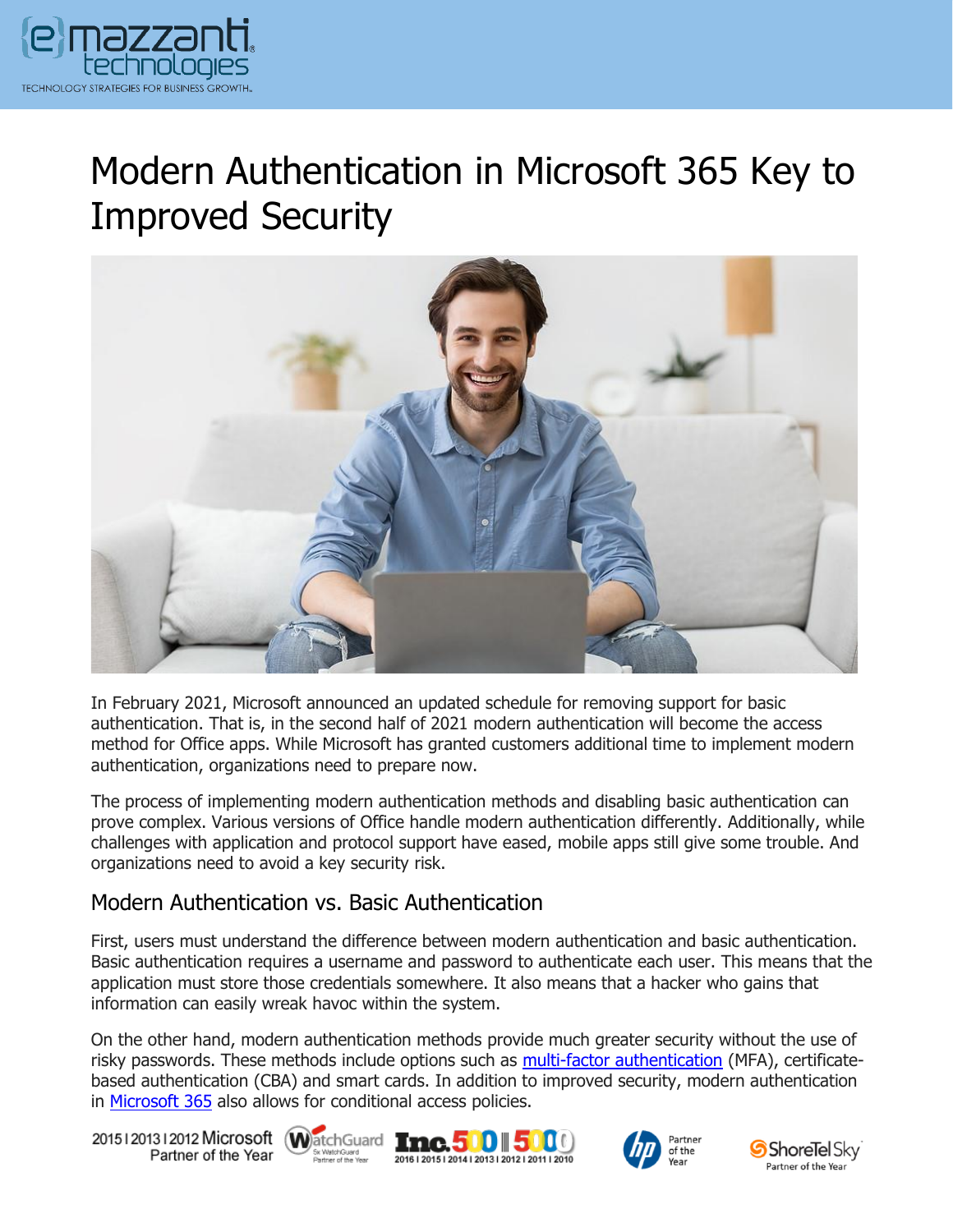# Modern Authentication in Microsoft 365 Key to Improved Security

In February 2021, Microsoft announced an updated schedule for removing support for basic authentication. That is, in the second half of 2021 modern authentication will become the access method for Office apps. While Microsoft has granted customers additional time to implement modern authentication, organizations need to prepare now.

The process of implementing modern authentication methods and disabling basic authentication can prove complex. Various versions of Office handle modern authentication differently. Additionally, while challenges with application and protocol support have eased, mobile apps still give some trouble. And organizations need to avoid a key security risk.

## Modern Authentication vs. Basic Authentication

First, users must understand the difference between modern authentication and basic authentication. Basic authentication requires a username and password to authenticate each user. This means that the application must store those credentials somewhere. It also means that a hacker who gains that information can easily wreak havoc within the system.

On the other hand, modern authentication methods provide much greater security without the use of risky passwords. These methods include options such as multi-factor authentication (MFA), certificate-based authentication (CBA) and smart cards. In addition to improved security, modern authentication in Microsoft 365 also allows for conditional access policies.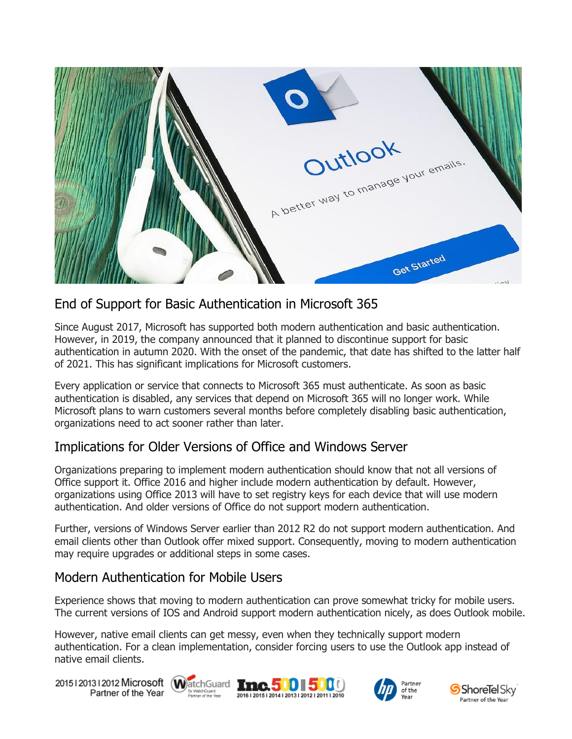## End of Support for Basic Authentication in Microsoft 365

Since August 2017, Microsoft has supported both modern authentication and basic authentication. However, in 2019, the company announced that it planned to discontinue support for basic authentication in autumn 2020. With the onset of the pandemic, that date has shifted to the latter half of 2021. This has significant implications for Microsoft customers.

Every application or service that connects to Microsoft 365 must authenticate. As soon as basic authentication is disabled, any services that depend on Microsoft 365 will no longer work. While Microsoft plans to warn customers several months before completely disabling basic authentication, organizations need to act sooner rather than later.

## Implications for Older Versions of Office and Windows Server

Organizations preparing to implement modern authentication should know that not all versions of Office support it. Office 2016 and higher include modern authentication by default. However, organizations using Office 2013 will have to set registry keys for each device that will use modern authentication. And older versions of Office do not support modern authentication.

Further, versions of Windows Server earlier than 2012 R2 do not support modern authentication. And email clients other than Outlook offer mixed support. Consequently, moving to modern authentication may require upgrades or additional steps in some cases.

## Modern Authentication for Mobile Users

Experience shows that moving to modern authentication can prove somewhat tricky for mobile users. The current versions of IOS and Android support modern authentication nicely, as does Outlook mobile.

However, native email clients can get messy, even when they technically support modern authentication. For a clean implementation, consider forcing users to use the Outlook app instead of native email clients.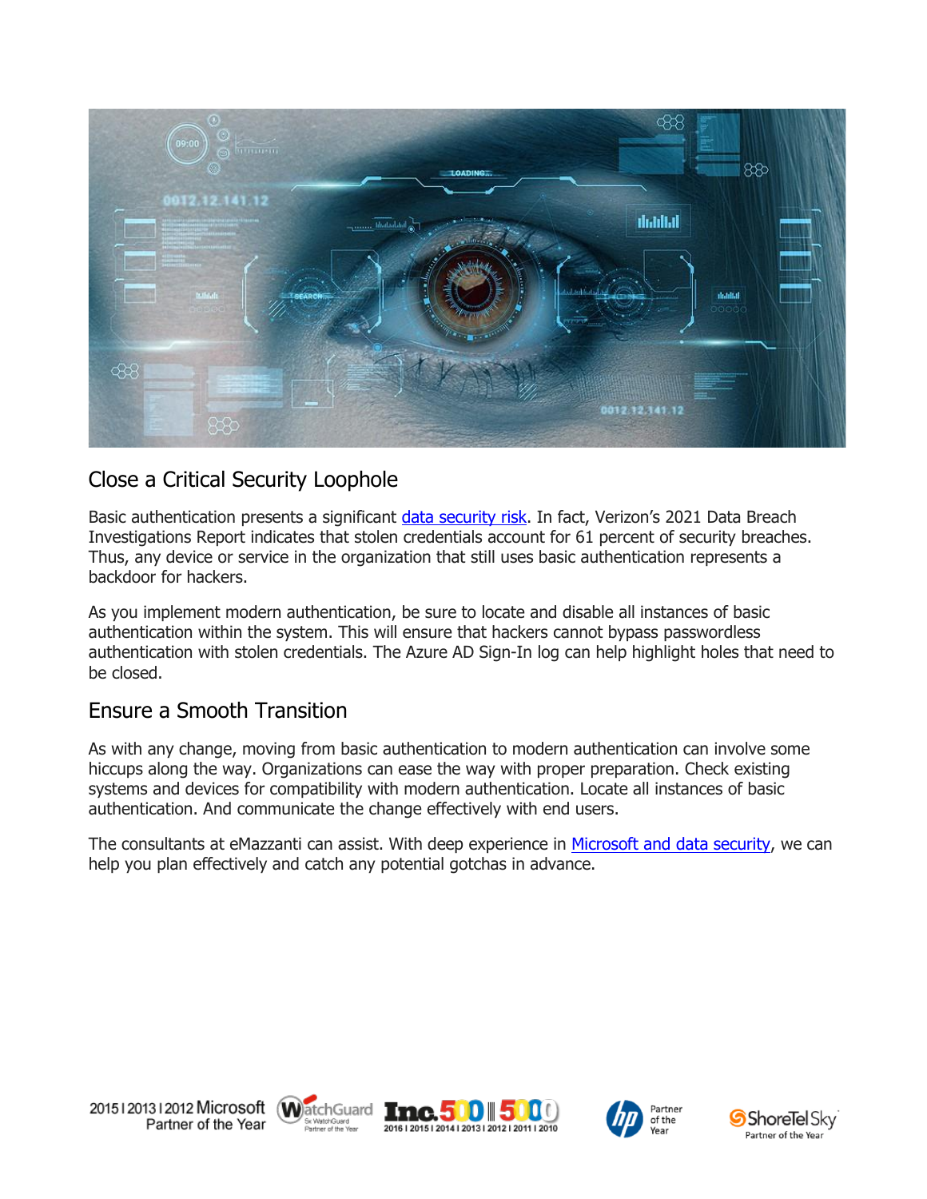## Close a Critical Security Loophole

Basic authentication presents a significant data security risk. In fact, Verizon's 2021 Data Breach Investigations Report indicates that stolen credentials account for 61 percent of security breaches. Thus, any device or service in the organization that still uses basic authentication represents a backdoor for hackers.

As you implement modern authentication, be sure to locate and disable all instances of basic authentication within the system. This will ensure that hackers cannot bypass passwordless authentication with stolen credentials. The Azure AD Sign-In log can help highlight holes that need to be closed.

## Ensure a Smooth Transition

As with any change, moving from basic authentication to modern authentication can involve some hiccups along the way. Organizations can ease the way with proper preparation. Check existing systems and devices for compatibility with modern authentication. Locate all instances of basic authentication. And communicate the change effectively with end users.

The consultants at eMazzanti can assist. With deep experience in Microsoft and data security, we can help you plan effectively and catch any potential gotchas in advance.

2015 | 2013 | 2012 Microsoft Partner of the Year

WatchGuard 5x WatchGuard Partner of the Year

Inc. 500 | 5000 2016 | 2015 | 2014 | 2013 | 2012 | 2011 | 2010

hp Partner of the Year

ShoreTel Sky Partner of the Year